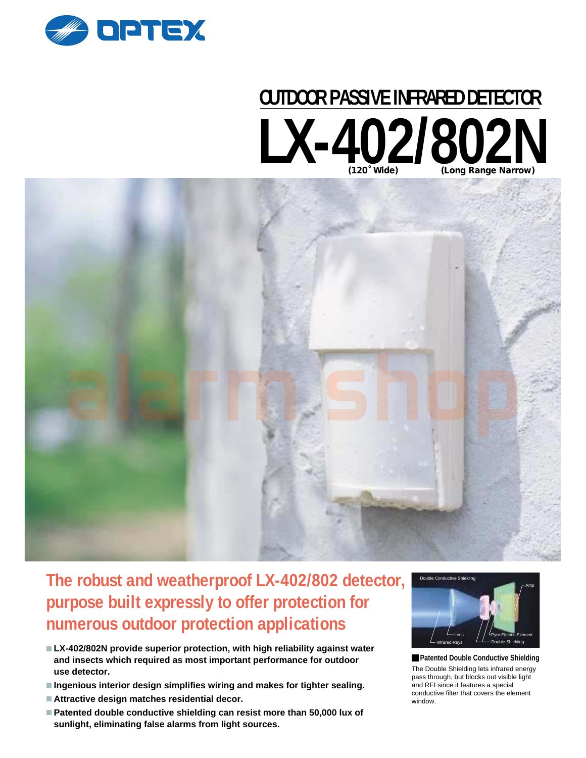OPTEX

# OUTDOOR PASSIVE INFRARED DETECTOR

# LX-402/802N

(120˚ Wide) (Long Range Narrow)

## The robust and weatherproof LX-402/802 detector, purpose built expressly to offer protection for numerous outdoor protection applications

- **LX-402/802N provide superior protection, with high reliability against water and insects which required as most important performance for outdoor use detector.**
- **Ingenious interior design simplifies wiring and makes for tighter sealing.**
- **Attractive design matches residential decor.**
- **Patented double conductive shielding can resist more than 50,000 lux of sunlight, eliminating false alarms from light sources.**

Double Conductive Shielding

Amp

Lens

Infrared Rays

Pyro Electric Element

Double Shielding

**Patented Double Conductive Shielding**

The Double Shielding lets infrared energy pass through, but blocks out visible light and RFI since it features a special conductive filter that covers the element window.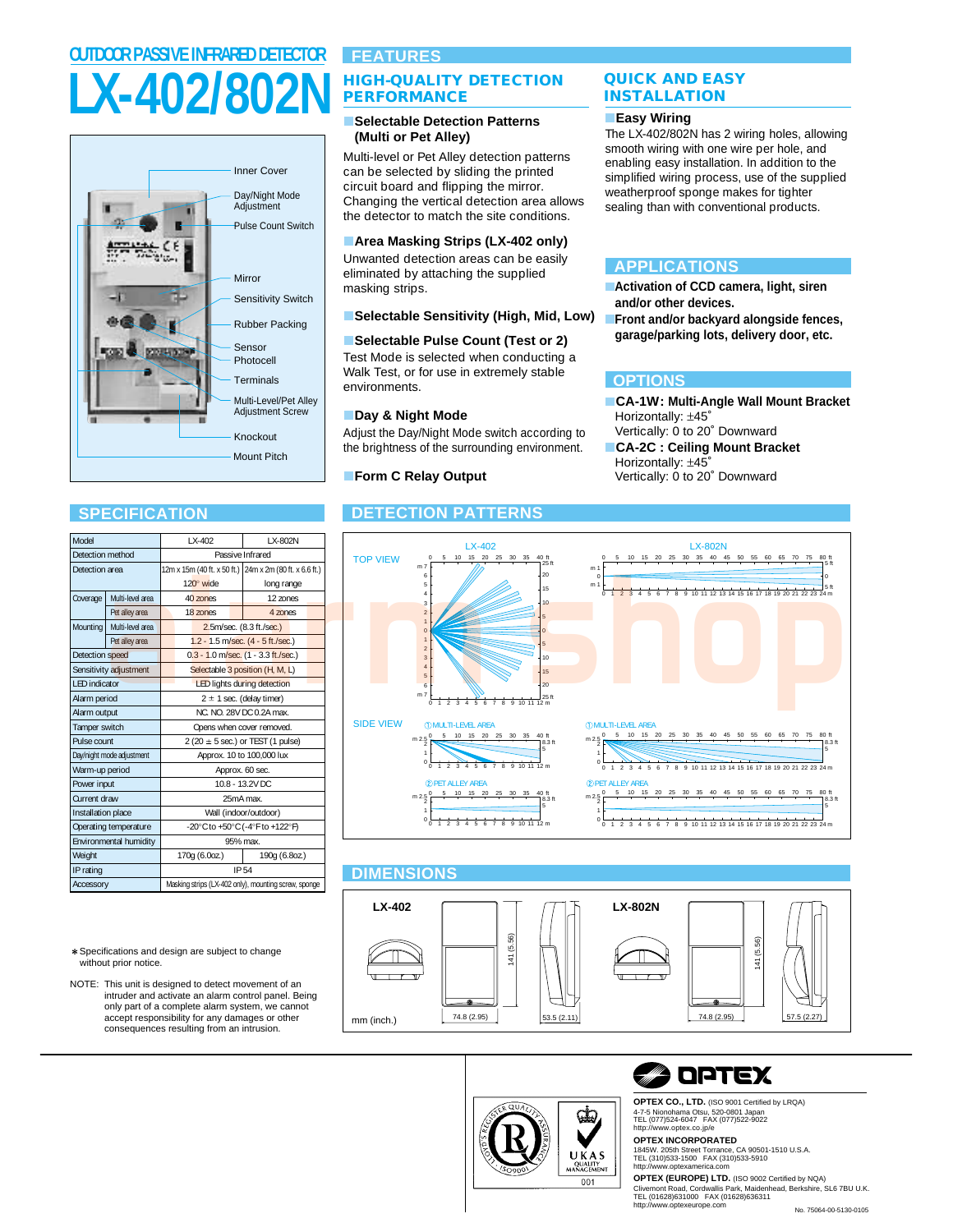OUTDOOR PASSIVE INFRARED DETECTOR

# LX-402/802N

Inner Cover
Day/Night Mode Adjustment
Pulse Count Switch
Mirror
Sensitivity Switch
Rubber Packing
Sensor
Photocell
Terminals
Multi-Level/Pet Alley Adjustment Screw
Knockout
Mount Pitch

## FEATURES

### HIGH-QUALITY DETECTION PERFORMANCE

**Selectable Detection Patterns (Multi or Pet Alley)**

Multi-level or Pet Alley detection patterns can be selected by sliding the printed circuit board and flipping the mirror. Changing the vertical detection area allows the detector to match the site conditions.

**Area Masking Strips (LX-402 only)**

Unwanted detection areas can be easily eliminated by attaching the supplied masking strips.

**Selectable Sensitivity (High, Mid, Low)**

**Selectable Pulse Count (Test or 2)**

Test Mode is selected when conducting a Walk Test, or for use in extremely stable environments.

**Day & Night Mode**

Adjust the Day/Night Mode switch according to the brightness of the surrounding environment.

**Form C Relay Output**

### QUICK AND EASY INSTALLATION

**Easy Wiring**

The LX-402/802N has 2 wiring holes, allowing smooth wiring with one wire per hole, and enabling easy installation. In addition to the simplified wiring process, use of the supplied weatherproof sponge makes for tighter sealing than with conventional products.

## APPLICATIONS

- **Activation of CCD camera, light, siren and/or other devices.**
- **Front and/or backyard alongside fences, garage/parking lots, delivery door, etc.**

## OPTIONS

- **CA-1W: Multi-Angle Wall Mount Bracket**
  Horizontally: ±45˚
  Vertically: 0 to 20˚ Downward
- **CA-2C : Ceiling Mount Bracket**
  Horizontally: ±45˚
  Vertically: 0 to 20˚ Downward

## SPECIFICATION

| Model | | LX-402 | LX-802N |
|---|---|---|---|
| Detection method | | Passive Infrared | |
| Detection area | | 12m x 15m (40 ft. x 50 ft.) | 24m x 2m (80 ft. x 6.6 ft.) |
| | | 120° wide | long range |
| Coverage | Multi-level area | 40 zones | 12 zones |
| | Pet alley area | 18 zones | 4 zones |
| Mounting | Multi-level area | 2.5m/sec. (8.3 ft./sec.) | |
| | Pet alley area | 1.2 - 1.5 m/sec. (4 - 5 ft./sec.) | |
| Detection speed | | 0.3 - 1.0 m/sec. (1 - 3.3 ft./sec.) | |
| Sensitivity adjustment | | Selectable 3 position (H, M, L) | |
| LED indicator | | LED lights during detection | |
| Alarm period | | 2 ± 1 sec. (delay timer) | |
| Alarm output | | N.C. N.O. 28V DC 0.2A max. | |
| Tamper switch | | Opens when cover removed. | |
| Pulse count | | 2 (20 ± 5 sec.) or TEST (1 pulse) | |
| Day/night mode adjustment | | Approx. 10 to 100,000 lux | |
| Warm-up period | | Approx. 60 sec. | |
| Power input | | 10.8 - 13.2V DC | |
| Current draw | | 25mA max. | |
| Installation place | | Wall (indoor/outdoor) | |
| Operating temperature | | -20°C to +50°C (-4°F to +122°F) | |
| Environmental humidity | | 95% max. | |
| Weight | | 170g (6.0oz.) | 190g (6.8oz.) |
| IP rating | | IP54 | |
| Accessory | | Masking strips (LX-402 only), mounting screw, sponge | |

∗ Specifications and design are subject to change without prior notice.

NOTE: This unit is designed to detect movement of an intruder and activate an alarm control panel. Being only part of a complete alarm system, we cannot accept responsibility for any damages or other consequences resulting from an intrusion.

## DETECTION PATTERNS

LX-402
LX-802N

TOP VIEW

SIDE VIEW

① MULTI-LEVEL AREA

② PET ALLEY AREA

## DIMENSIONS

LX-402
141 (5.56)
74.8 (2.95)
53.5 (2.11)

LX-802N
141 (5.56)
74.8 (2.95)
57.5 (2.27)

mm (inch.)

UKAS QUALITY MANAGEMENT 001

OPTEX

**OPTEX CO., LTD.** (ISO 9001 Certified by LRQA)
4-7-5 Nionohama Otsu, 520-0801 Japan
TEL (077)524-6047 FAX (077)522-9022
http://www.optex.co.jp/e

**OPTEX INCORPORATED**
1845W. 205th Street Torrance, CA 90501-1510 U.S.A.
TEL (310)533-1500 FAX (310)533-5910
http://www.optexamerica.com

**OPTEX (EUROPE) LTD.** (ISO 9002 Certified by NQA)
Clivemont Road, Cordwallis Park, Maidenhead, Berkshire, SL6 7BU U.K.
TEL (01628)631000 FAX (01628)636311
http://www.optexeurope.com

No. 75064-00-5130-0105